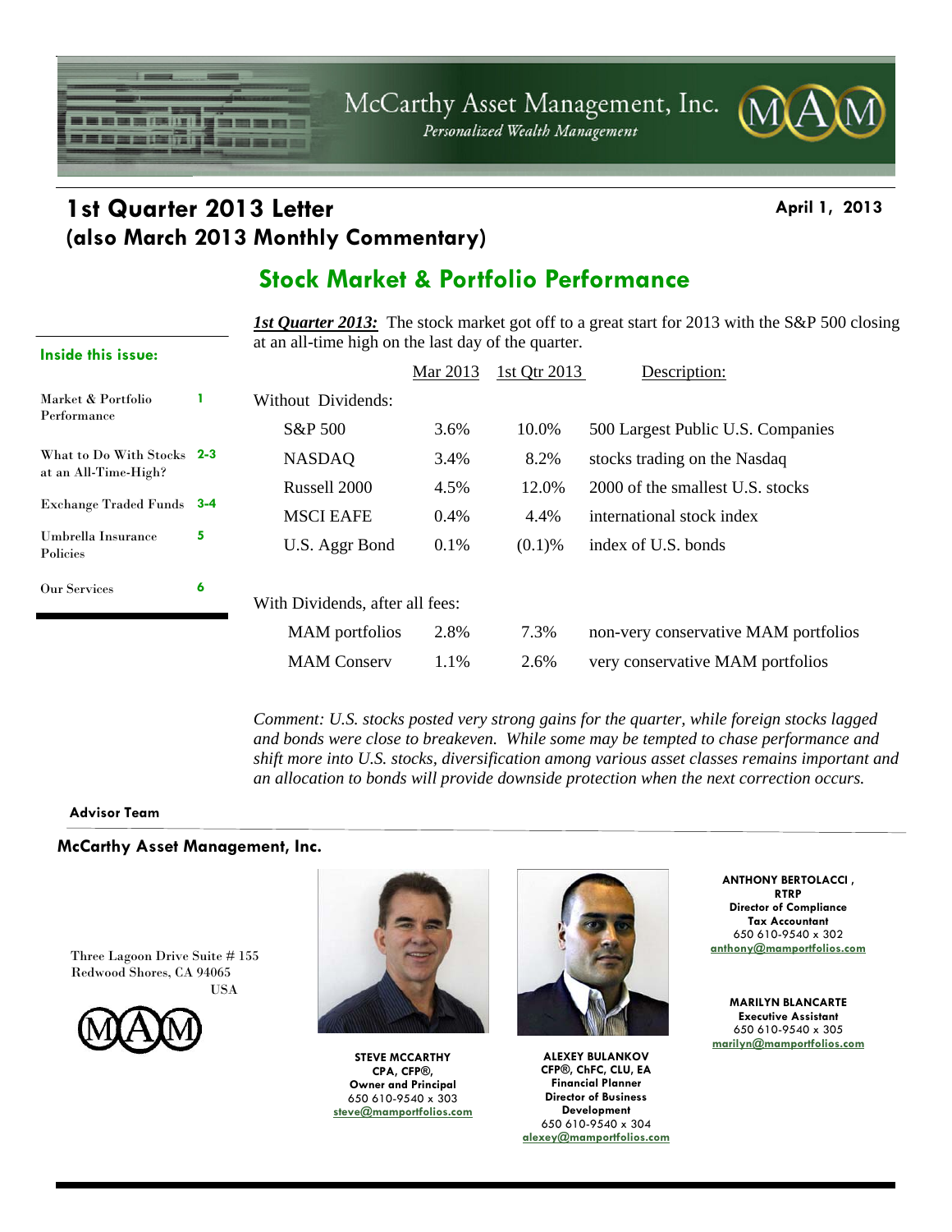McCarthy Asset Management, Inc.
*Personalized Wealth Management*

# 1st Quarter 2013 Letter (also March 2013 Monthly Commentary)

**April 1, 2013**

## Stock Market & Portfolio Performance

***1st Quarter 2013:*** The stock market got off to a great start for 2013 with the S&P 500 closing at an all-time high on the last day of the quarter.

| | Mar 2013 | 1st Qtr 2013 | Description: |
|---|---|---|---|
| Without Dividends: | | | |
| S&P 500 | 3.6% | 10.0% | 500 Largest Public U.S. Companies |
| NASDAQ | 3.4% | 8.2% | stocks trading on the Nasdaq |
| Russell 2000 | 4.5% | 12.0% | 2000 of the smallest U.S. stocks |
| MSCI EAFE | 0.4% | 4.4% | international stock index |
| U.S. Aggr Bond | 0.1% | (0.1)% | index of U.S. bonds |
| With Dividends, after all fees: | | | |
| MAM portfolios | 2.8% | 7.3% | non-very conservative MAM portfolios |
| MAM Conserv | 1.1% | 2.6% | very conservative MAM portfolios |

*Comment: U.S. stocks posted very strong gains for the quarter, while foreign stocks lagged and bonds were close to breakeven. While some may be tempted to chase performance and shift more into U.S. stocks, diversification among various asset classes remains important and an allocation to bonds will provide downside protection when the next correction occurs.*

**Inside this issue:**

| | |
|---|---|
| Market & Portfolio Performance | 1 |
| What to Do With Stocks at an All-Time-High? | 2-3 |
| Exchange Traded Funds | 3-4 |
| Umbrella Insurance Policies | 5 |
| Our Services | 6 |

**Advisor Team**

**McCarthy Asset Management, Inc.**

Three Lagoon Drive Suite # 155
Redwood Shores, CA 94065
USA

**STEVE MCCARTHY**
**CPA, CFP®,**
**Owner and Principal**
650 610-9540 x 303
steve@mamportfolios.com

**ALEXEY BULANKOV**
**CFP®, ChFC, CLU, EA**
**Financial Planner**
**Director of Business Development**
650 610-9540 x 304
alexey@mamportfolios.com

**ANTHONY BERTOLACCI, RTRP**
**Director of Compliance**
**Tax Accountant**
650 610-9540 x 302
anthony@mamportfolios.com

**MARILYN BLANCARTE**
**Executive Assistant**
650 610-9540 x 305
marilyn@mamportfolios.com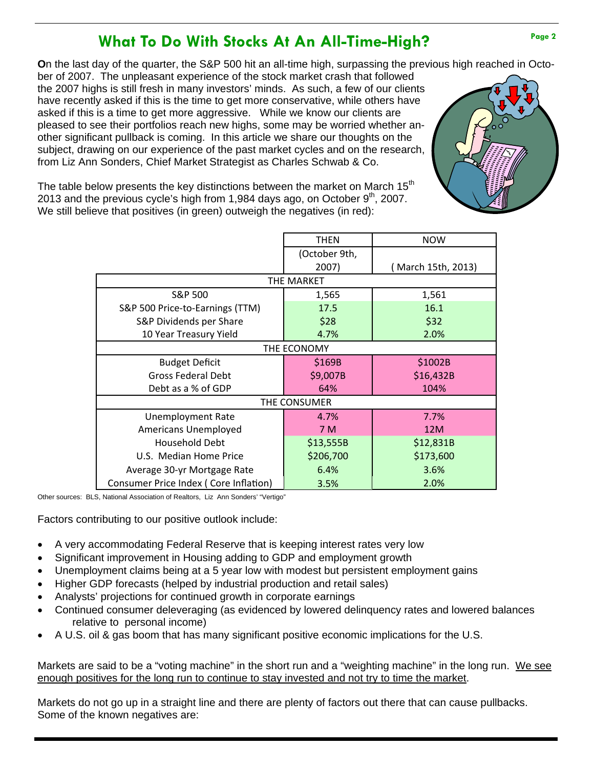# What To Do With Stocks At An All-Time-High?

**O**n the last day of the quarter, the S&P 500 hit an all-time high, surpassing the previous high reached in October of 2007. The unpleasant experience of the stock market crash that followed the 2007 highs is still fresh in many investors' minds. As such, a few of our clients have recently asked if this is the time to get more conservative, while others have asked if this is a time to get more aggressive. While we know our clients are pleased to see their portfolios reach new highs, some may be worried whether another significant pullback is coming. In this article we share our thoughts on the subject, drawing on our experience of the past market cycles and on the research, from Liz Ann Sonders, Chief Market Strategist as Charles Schwab & Co.

The table below presents the key distinctions between the market on March 15th 2013 and the previous cycle's high from 1,984 days ago, on October 9th, 2007. We still believe that positives (in green) outweigh the negatives (in red):

| | THEN (October 9th, 2007) | NOW (March 15th, 2013) |
|---|---|---|
| **THE MARKET** | | |
| S&P 500 | 1,565 | 1,561 |
| S&P 500 Price-to-Earnings (TTM) | 17.5 | 16.1 |
| S&P Dividends per Share | $28 | $32 |
| 10 Year Treasury Yield | 4.7% | 2.0% |
| **THE ECONOMY** | | |
| Budget Deficit | $169B | $1002B |
| Gross Federal Debt | $9,007B | $16,432B |
| Debt as a % of GDP | 64% | 104% |
| **THE CONSUMER** | | |
| Unemployment Rate | 4.7% | 7.7% |
| Americans Unemployed | 7 M | 12M |
| Household Debt | $13,555B | $12,831B |
| U.S. Median Home Price | $206,700 | $173,600 |
| Average 30-yr Mortgage Rate | 6.4% | 3.6% |
| Consumer Price Index ( Core Inflation) | 3.5% | 2.0% |

Other sources: BLS, National Association of Realtors, Liz Ann Sonders' "Vertigo"

Factors contributing to our positive outlook include:

- A very accommodating Federal Reserve that is keeping interest rates very low
- Significant improvement in Housing adding to GDP and employment growth
- Unemployment claims being at a 5 year low with modest but persistent employment gains
- Higher GDP forecasts (helped by industrial production and retail sales)
- Analysts' projections for continued growth in corporate earnings
- Continued consumer deleveraging (as evidenced by lowered delinquency rates and lowered balances relative to personal income)
- A U.S. oil & gas boom that has many significant positive economic implications for the U.S.

Markets are said to be a "voting machine" in the short run and a "weighting machine" in the long run. <u>We see enough positives for the long run to continue to stay invested and not try to time the market</u>.

Markets do not go up in a straight line and there are plenty of factors out there that can cause pullbacks. Some of the known negatives are: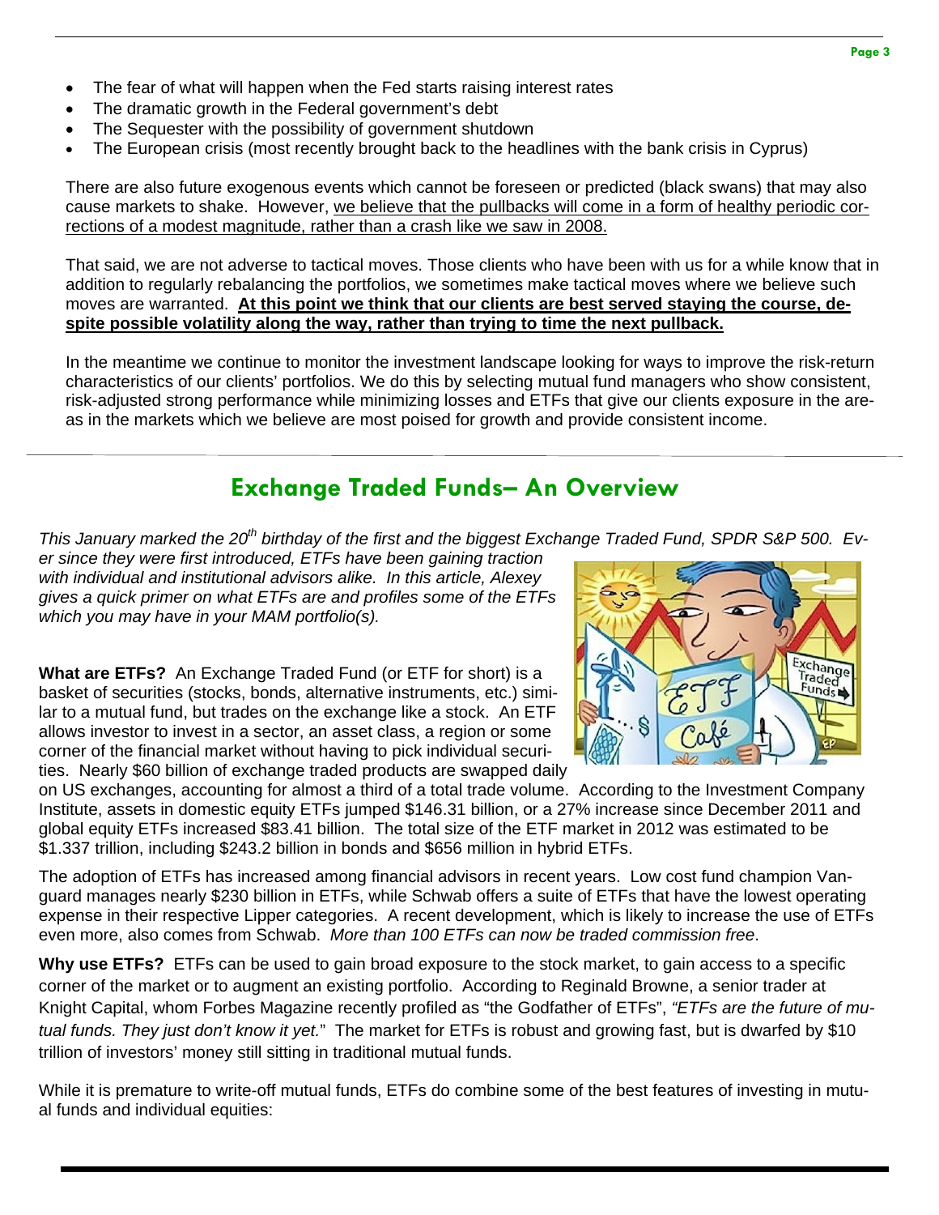- The fear of what will happen when the Fed starts raising interest rates
- The dramatic growth in the Federal government's debt
- The Sequester with the possibility of government shutdown
- The European crisis (most recently brought back to the headlines with the bank crisis in Cyprus)

There are also future exogenous events which cannot be foreseen or predicted (black swans) that may also cause markets to shake. However, <u>we believe that the pullbacks will come in a form of healthy periodic corrections of a modest magnitude, rather than a crash like we saw in 2008.</u>

That said, we are not adverse to tactical moves. Those clients who have been with us for a while know that in addition to regularly rebalancing the portfolios, we sometimes make tactical moves where we believe such moves are warranted. **<u>At this point we think that our clients are best served staying the course, despite possible volatility along the way, rather than trying to time the next pullback.</u>**

In the meantime we continue to monitor the investment landscape looking for ways to improve the risk-return characteristics of our clients' portfolios. We do this by selecting mutual fund managers who show consistent, risk-adjusted strong performance while minimizing losses and ETFs that give our clients exposure in the areas in the markets which we believe are most poised for growth and provide consistent income.

## Exchange Traded Funds– An Overview

*This January marked the 20th birthday of the first and the biggest Exchange Traded Fund, SPDR S&P 500. Ever since they were first introduced, ETFs have been gaining traction with individual and institutional advisors alike. In this article, Alexey gives a quick primer on what ETFs are and profiles some of the ETFs which you may have in your MAM portfolio(s).*

**What are ETFs?** An Exchange Traded Fund (or ETF for short) is a basket of securities (stocks, bonds, alternative instruments, etc.) similar to a mutual fund, but trades on the exchange like a stock. An ETF allows investor to invest in a sector, an asset class, a region or some corner of the financial market without having to pick individual securities. Nearly $60 billion of exchange traded products are swapped daily on US exchanges, accounting for almost a third of a total trade volume. According to the Investment Company Institute, assets in domestic equity ETFs jumped $146.31 billion, or a 27% increase since December 2011 and global equity ETFs increased $83.41 billion. The total size of the ETF market in 2012 was estimated to be $1.337 trillion, including $243.2 billion in bonds and $656 million in hybrid ETFs.

The adoption of ETFs has increased among financial advisors in recent years. Low cost fund champion Vanguard manages nearly $230 billion in ETFs, while Schwab offers a suite of ETFs that have the lowest operating expense in their respective Lipper categories. A recent development, which is likely to increase the use of ETFs even more, also comes from Schwab. *More than 100 ETFs can now be traded commission free*.

**Why use ETFs?** ETFs can be used to gain broad exposure to the stock market, to gain access to a specific corner of the market or to augment an existing portfolio. According to Reginald Browne, a senior trader at Knight Capital, whom Forbes Magazine recently profiled as "the Godfather of ETFs", *"ETFs are the future of mutual funds. They just don't know it yet.*" The market for ETFs is robust and growing fast, but is dwarfed by $10 trillion of investors' money still sitting in traditional mutual funds.

While it is premature to write-off mutual funds, ETFs do combine some of the best features of investing in mutual funds and individual equities: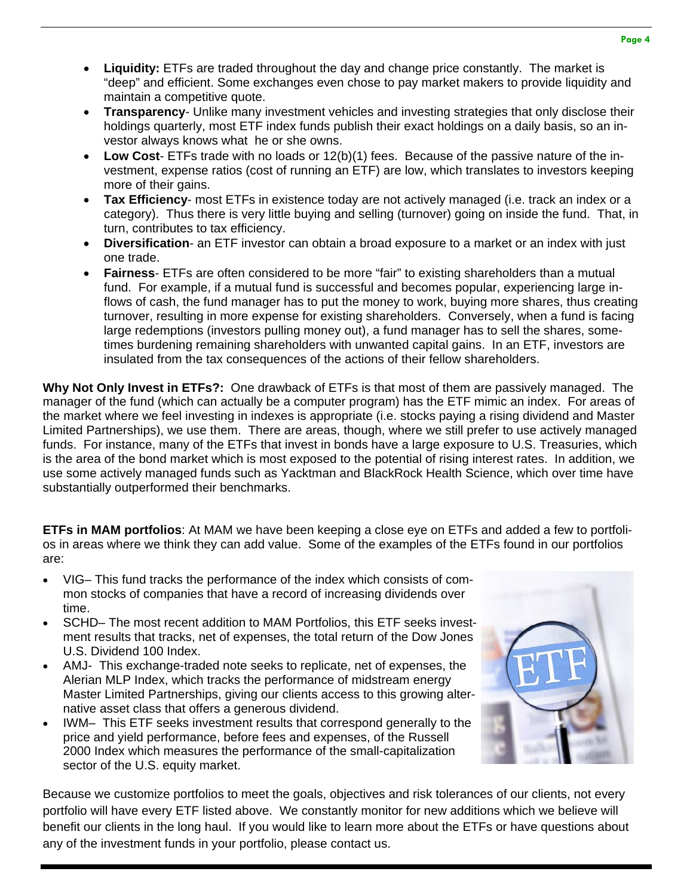- **Liquidity:** ETFs are traded throughout the day and change price constantly. The market is "deep" and efficient. Some exchanges even chose to pay market makers to provide liquidity and maintain a competitive quote.
- **Transparency**- Unlike many investment vehicles and investing strategies that only disclose their holdings quarterly, most ETF index funds publish their exact holdings on a daily basis, so an investor always knows what he or she owns.
- **Low Cost**- ETFs trade with no loads or 12(b)(1) fees. Because of the passive nature of the investment, expense ratios (cost of running an ETF) are low, which translates to investors keeping more of their gains.
- **Tax Efficiency**- most ETFs in existence today are not actively managed (i.e. track an index or a category). Thus there is very little buying and selling (turnover) going on inside the fund. That, in turn, contributes to tax efficiency.
- **Diversification**- an ETF investor can obtain a broad exposure to a market or an index with just one trade.
- **Fairness**- ETFs are often considered to be more "fair" to existing shareholders than a mutual fund. For example, if a mutual fund is successful and becomes popular, experiencing large inflows of cash, the fund manager has to put the money to work, buying more shares, thus creating turnover, resulting in more expense for existing shareholders. Conversely, when a fund is facing large redemptions (investors pulling money out), a fund manager has to sell the shares, sometimes burdening remaining shareholders with unwanted capital gains. In an ETF, investors are insulated from the tax consequences of the actions of their fellow shareholders.

**Why Not Only Invest in ETFs?:** One drawback of ETFs is that most of them are passively managed. The manager of the fund (which can actually be a computer program) has the ETF mimic an index. For areas of the market where we feel investing in indexes is appropriate (i.e. stocks paying a rising dividend and Master Limited Partnerships), we use them. There are areas, though, where we still prefer to use actively managed funds. For instance, many of the ETFs that invest in bonds have a large exposure to U.S. Treasuries, which is the area of the bond market which is most exposed to the potential of rising interest rates. In addition, we use some actively managed funds such as Yacktman and BlackRock Health Science, which over time have substantially outperformed their benchmarks.

**ETFs in MAM portfolios**: At MAM we have been keeping a close eye on ETFs and added a few to portfolios in areas where we think they can add value. Some of the examples of the ETFs found in our portfolios are:

- VIG– This fund tracks the performance of the index which consists of common stocks of companies that have a record of increasing dividends over time.
- SCHD– The most recent addition to MAM Portfolios, this ETF seeks investment results that tracks, net of expenses, the total return of the Dow Jones U.S. Dividend 100 Index.
- AMJ- This exchange-traded note seeks to replicate, net of expenses, the Alerian MLP Index, which tracks the performance of midstream energy Master Limited Partnerships, giving our clients access to this growing alternative asset class that offers a generous dividend.
- IWM– This ETF seeks investment results that correspond generally to the price and yield performance, before fees and expenses, of the Russell 2000 Index which measures the performance of the small-capitalization sector of the U.S. equity market.

Because we customize portfolios to meet the goals, objectives and risk tolerances of our clients, not every portfolio will have every ETF listed above. We constantly monitor for new additions which we believe will benefit our clients in the long haul. If you would like to learn more about the ETFs or have questions about any of the investment funds in your portfolio, please contact us.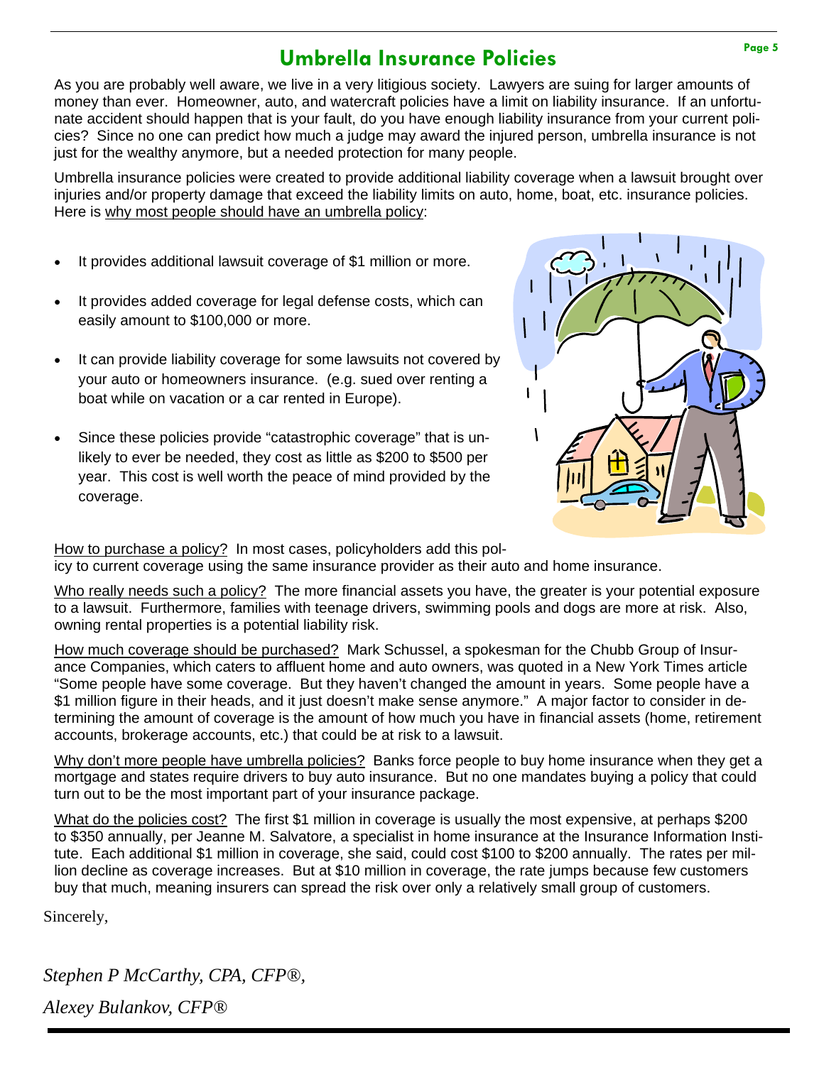# Umbrella Insurance Policies

As you are probably well aware, we live in a very litigious society. Lawyers are suing for larger amounts of money than ever. Homeowner, auto, and watercraft policies have a limit on liability insurance. If an unfortunate accident should happen that is your fault, do you have enough liability insurance from your current policies? Since no one can predict how much a judge may award the injured person, umbrella insurance is not just for the wealthy anymore, but a needed protection for many people.

Umbrella insurance policies were created to provide additional liability coverage when a lawsuit brought over injuries and/or property damage that exceed the liability limits on auto, home, boat, etc. insurance policies. Here is why most people should have an umbrella policy:

- It provides additional lawsuit coverage of $1 million or more.
- It provides added coverage for legal defense costs, which can easily amount to $100,000 or more.
- It can provide liability coverage for some lawsuits not covered by your auto or homeowners insurance. (e.g. sued over renting a boat while on vacation or a car rented in Europe).
- Since these policies provide "catastrophic coverage" that is unlikely to ever be needed, they cost as little as $200 to $500 per year. This cost is well worth the peace of mind provided by the coverage.

How to purchase a policy? In most cases, policyholders add this policy to current coverage using the same insurance provider as their auto and home insurance.

Who really needs such a policy? The more financial assets you have, the greater is your potential exposure to a lawsuit. Furthermore, families with teenage drivers, swimming pools and dogs are more at risk. Also, owning rental properties is a potential liability risk.

How much coverage should be purchased? Mark Schussel, a spokesman for the Chubb Group of Insurance Companies, which caters to affluent home and auto owners, was quoted in a New York Times article "Some people have some coverage. But they haven't changed the amount in years. Some people have a $1 million figure in their heads, and it just doesn't make sense anymore." A major factor to consider in determining the amount of coverage is the amount of how much you have in financial assets (home, retirement accounts, brokerage accounts, etc.) that could be at risk to a lawsuit.

Why don't more people have umbrella policies? Banks force people to buy home insurance when they get a mortgage and states require drivers to buy auto insurance. But no one mandates buying a policy that could turn out to be the most important part of your insurance package.

What do the policies cost? The first $1 million in coverage is usually the most expensive, at perhaps $200 to $350 annually, per Jeanne M. Salvatore, a specialist in home insurance at the Insurance Information Institute. Each additional $1 million in coverage, she said, could cost $100 to $200 annually. The rates per million decline as coverage increases. But at $10 million in coverage, the rate jumps because few customers buy that much, meaning insurers can spread the risk over only a relatively small group of customers.

Sincerely,

*Stephen P McCarthy, CPA, CFP®,*

*Alexey Bulankov, CFP®*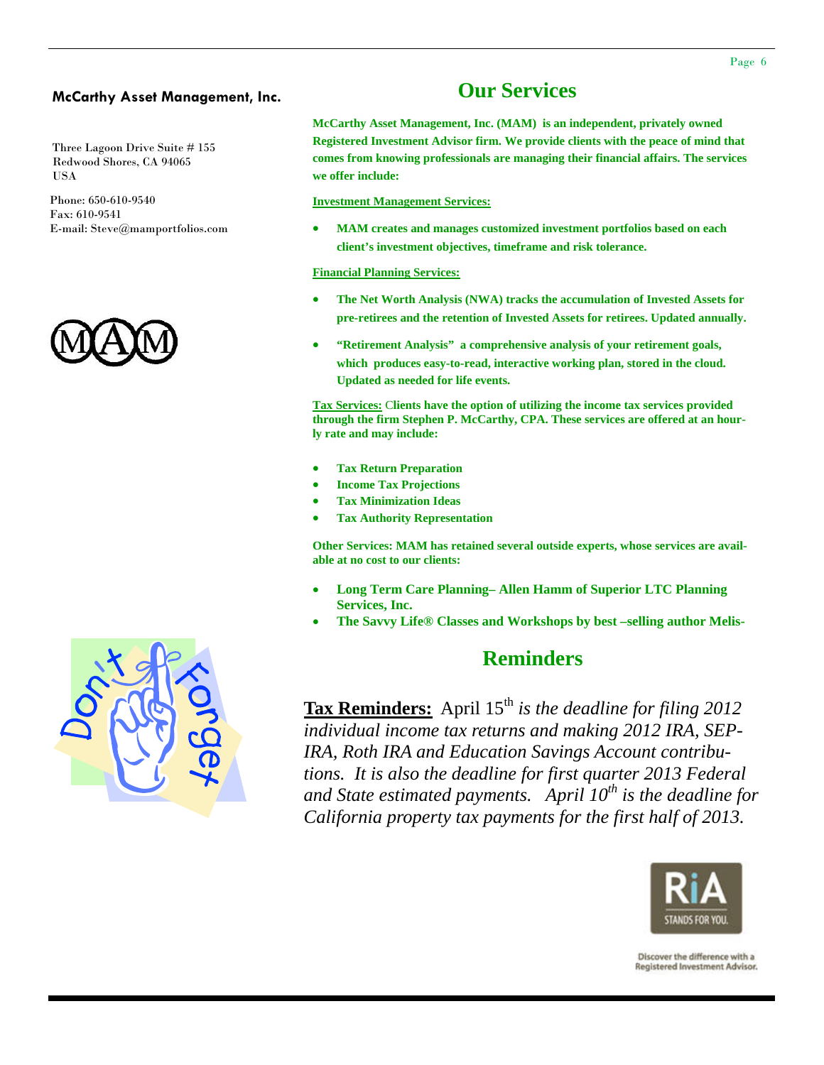**McCarthy Asset Management, Inc.**

Three Lagoon Drive Suite # 155
Redwood Shores, CA 94065
USA

Phone: 650-610-9540
Fax: 610-9541
E-mail: Steve@mamportfolios.com

## Our Services

**McCarthy Asset Management, Inc. (MAM) is an independent, privately owned Registered Investment Advisor firm. We provide clients with the peace of mind that comes from knowing professionals are managing their financial affairs. The services we offer include:**

**Investment Management Services:**

- **MAM creates and manages customized investment portfolios based on each client's investment objectives, timeframe and risk tolerance.**

**Financial Planning Services:**

- **The Net Worth Analysis (NWA) tracks the accumulation of Invested Assets for pre-retirees and the retention of Invested Assets for retirees. Updated annually.**
- **"Retirement Analysis" a comprehensive analysis of your retirement goals, which produces easy-to-read, interactive working plan, stored in the cloud. Updated as needed for life events.**

**Tax Services: Clients have the option of utilizing the income tax services provided through the firm Stephen P. McCarthy, CPA. These services are offered at an hourly rate and may include:**

- **Tax Return Preparation**
- **Income Tax Projections**
- **Tax Minimization Ideas**
- **Tax Authority Representation**

**Other Services: MAM has retained several outside experts, whose services are available at no cost to our clients:**

- **Long Term Care Planning– Allen Hamm of Superior LTC Planning Services, Inc.**
- **The Savvy Life® Classes and Workshops by best –selling author Melis-**

## Reminders

**Tax Reminders:** April 15th *is the deadline for filing 2012 individual income tax returns and making 2012 IRA, SEP-IRA, Roth IRA and Education Savings Account contributions. It is also the deadline for first quarter 2013 Federal and State estimated payments. April 10th is the deadline for California property tax payments for the first half of 2013.*

RiA STANDS FOR YOU.

Discover the difference with a Registered Investment Advisor.